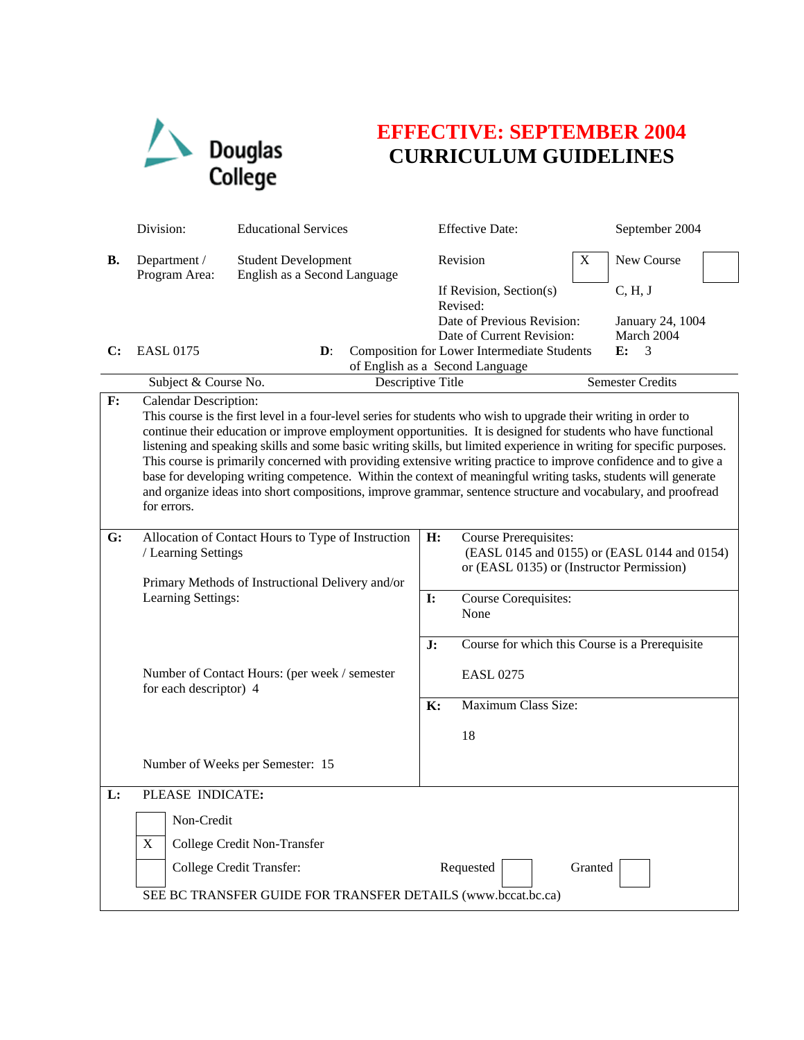Douglas College

# EFFECTIVE: SEPTEMBER 2004
# CURRICULUM GUIDELINES

| | | | | |
|---|---|---|---|---|
| | Division: | Educational Services | Effective Date: | September 2004 |
| **B.** | Department / Program Area: | Student Development English as a Second Language | Revision [X] | New Course [ ] |
| | | | If Revision, Section(s) Revised: | C, H, J |
| | | | Date of Previous Revision: | January 24, 1004 |
| | | | Date of Current Revision: | March 2004 |

| **C:** EASL 0175 | **D:** Composition for Lower Intermediate Students of English as a Second Language | **E:** 3 |
|---|---|---|
| Subject & Course No. | Descriptive Title | Semester Credits |

**F:** Calendar Description:
This course is the first level in a four-level series for students who wish to upgrade their writing in order to continue their education or improve employment opportunities. It is designed for students who have functional listening and speaking skills and some basic writing skills, but limited experience in writing for specific purposes. This course is primarily concerned with providing extensive writing practice to improve confidence and to give a base for developing writing competence. Within the context of meaningful writing tasks, students will generate and organize ideas into short compositions, improve grammar, sentence structure and vocabulary, and proofread for errors.

**G:** Allocation of Contact Hours to Type of Instruction / Learning Settings

Primary Methods of Instructional Delivery and/or Learning Settings:

Number of Contact Hours: (per week / semester for each descriptor) 4

Number of Weeks per Semester: 15

**H:** Course Prerequisites:
(EASL 0145 and 0155) or (EASL 0144 and 0154) or (EASL 0135) or (Instructor Permission)

**I:** Course Corequisites:
None

**J:** Course for which this Course is a Prerequisite

EASL 0275

**K:** Maximum Class Size:

18

**L:** PLEASE INDICATE:

- [ ] Non-Credit
- [X] College Credit Non-Transfer
- [ ] College Credit Transfer: Requested [ ] Granted [ ]

SEE BC TRANSFER GUIDE FOR TRANSFER DETAILS (www.bccat.bc.ca)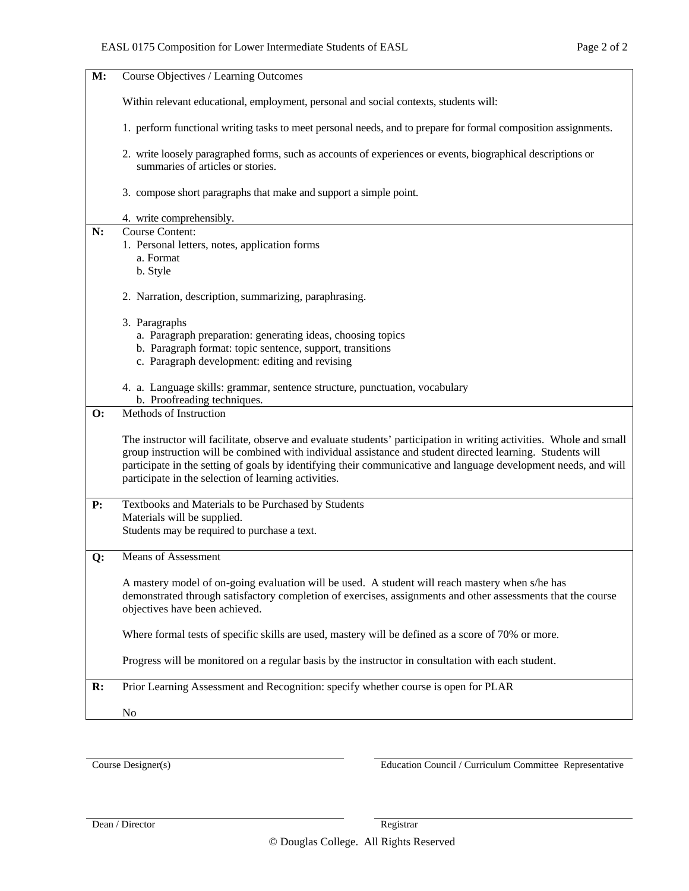**M:** Course Objectives / Learning Outcomes

Within relevant educational, employment, personal and social contexts, students will:

1. perform functional writing tasks to meet personal needs, and to prepare for formal composition assignments.
2. write loosely paragraphed forms, such as accounts of experiences or events, biographical descriptions or summaries of articles or stories.
3. compose short paragraphs that make and support a simple point.
4. write comprehensibly.

**N:** Course Content:

1. Personal letters, notes, application forms
   a. Format
   b. Style
2. Narration, description, summarizing, paraphrasing.
3. Paragraphs
   a. Paragraph preparation: generating ideas, choosing topics
   b. Paragraph format: topic sentence, support, transitions
   c. Paragraph development: editing and revising
4. a. Language skills: grammar, sentence structure, punctuation, vocabulary
   b. Proofreading techniques.

**O:** Methods of Instruction

The instructor will facilitate, observe and evaluate students' participation in writing activities. Whole and small group instruction will be combined with individual assistance and student directed learning. Students will participate in the setting of goals by identifying their communicative and language development needs, and will participate in the selection of learning activities.

**P:** Textbooks and Materials to be Purchased by Students

Materials will be supplied.
Students may be required to purchase a text.

**Q:** Means of Assessment

A mastery model of on-going evaluation will be used. A student will reach mastery when s/he has demonstrated through satisfactory completion of exercises, assignments and other assessments that the course objectives have been achieved.

Where formal tests of specific skills are used, mastery will be defined as a score of 70% or more.

Progress will be monitored on a regular basis by the instructor in consultation with each student.

**R:** Prior Learning Assessment and Recognition: specify whether course is open for PLAR

No

Course Designer(s)

Education Council / Curriculum Committee Representative

Dean / Director

Registrar

© Douglas College. All Rights Reserved